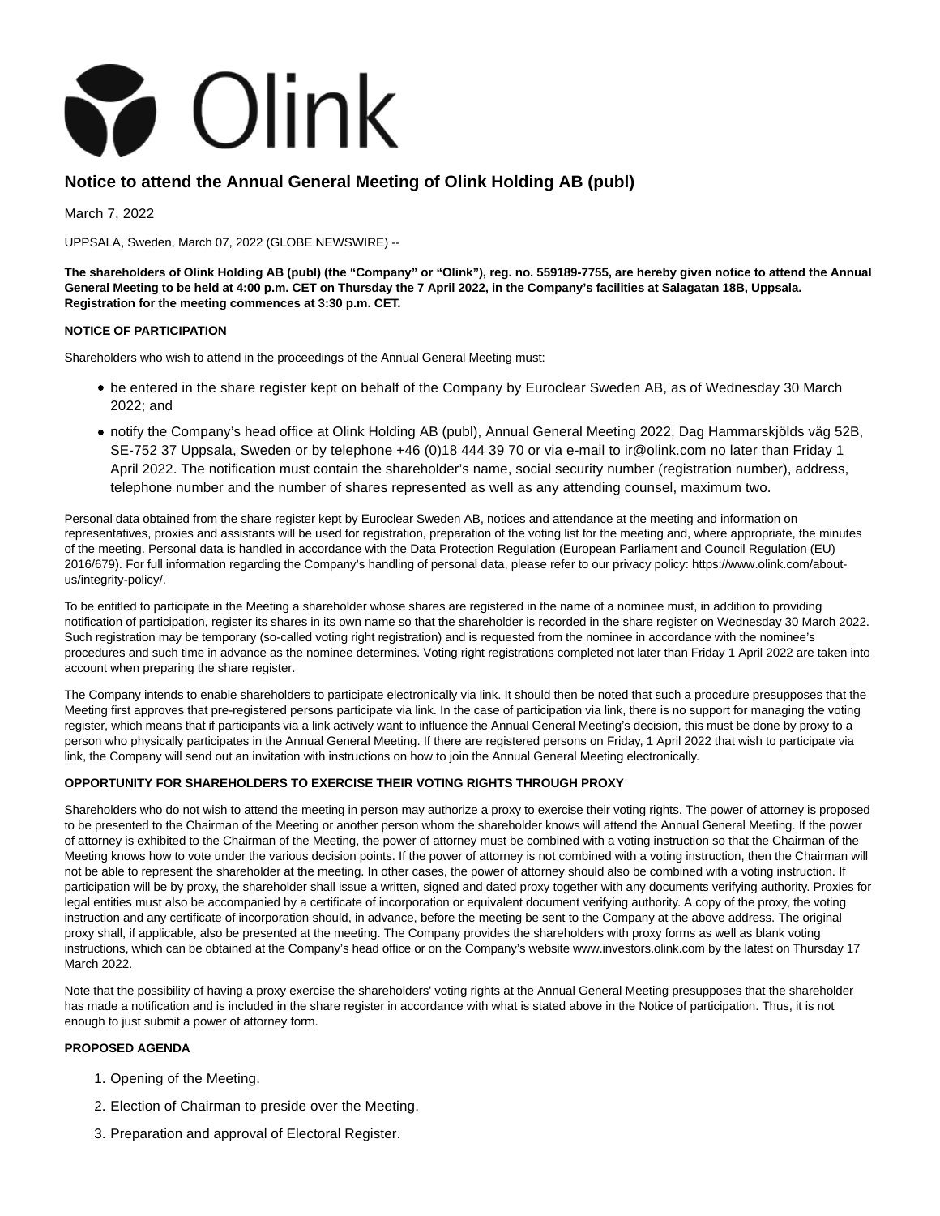# Notice to attend the Annual General Meeting of Olink Holding AB (publ)

March 7, 2022

UPPSALA, Sweden, March 07, 2022 (GLOBE NEWSWIRE) --

**The shareholders of Olink Holding AB (publ) (the "Company" or "Olink"), reg. no. 559189-7755, are hereby given notice to attend the Annual General Meeting to be held at 4:00 p.m. CET on Thursday the 7 April 2022, in the Company's facilities at Salagatan 18B, Uppsala. Registration for the meeting commences at 3:30 p.m. CET.**

**NOTICE OF PARTICIPATION**

Shareholders who wish to attend in the proceedings of the Annual General Meeting must:

- be entered in the share register kept on behalf of the Company by Euroclear Sweden AB, as of Wednesday 30 March 2022; and
- notify the Company's head office at Olink Holding AB (publ), Annual General Meeting 2022, Dag Hammarskjölds väg 52B, SE-752 37 Uppsala, Sweden or by telephone +46 (0)18 444 39 70 or via e-mail to ir@olink.com no later than Friday 1 April 2022. The notification must contain the shareholder's name, social security number (registration number), address, telephone number and the number of shares represented as well as any attending counsel, maximum two.

Personal data obtained from the share register kept by Euroclear Sweden AB, notices and attendance at the meeting and information on representatives, proxies and assistants will be used for registration, preparation of the voting list for the meeting and, where appropriate, the minutes of the meeting. Personal data is handled in accordance with the Data Protection Regulation (European Parliament and Council Regulation (EU) 2016/679). For full information regarding the Company's handling of personal data, please refer to our privacy policy: https://www.olink.com/about-us/integrity-policy/.

To be entitled to participate in the Meeting a shareholder whose shares are registered in the name of a nominee must, in addition to providing notification of participation, register its shares in its own name so that the shareholder is recorded in the share register on Wednesday 30 March 2022. Such registration may be temporary (so-called voting right registration) and is requested from the nominee in accordance with the nominee's procedures and such time in advance as the nominee determines. Voting right registrations completed not later than Friday 1 April 2022 are taken into account when preparing the share register.

The Company intends to enable shareholders to participate electronically via link. It should then be noted that such a procedure presupposes that the Meeting first approves that pre-registered persons participate via link. In the case of participation via link, there is no support for managing the voting register, which means that if participants via a link actively want to influence the Annual General Meeting's decision, this must be done by proxy to a person who physically participates in the Annual General Meeting. If there are registered persons on Friday, 1 April 2022 that wish to participate via link, the Company will send out an invitation with instructions on how to join the Annual General Meeting electronically.

**OPPORTUNITY FOR SHAREHOLDERS TO EXERCISE THEIR VOTING RIGHTS THROUGH PROXY**

Shareholders who do not wish to attend the meeting in person may authorize a proxy to exercise their voting rights. The power of attorney is proposed to be presented to the Chairman of the Meeting or another person whom the shareholder knows will attend the Annual General Meeting. If the power of attorney is exhibited to the Chairman of the Meeting, the power of attorney must be combined with a voting instruction so that the Chairman of the Meeting knows how to vote under the various decision points. If the power of attorney is not combined with a voting instruction, then the Chairman will not be able to represent the shareholder at the meeting. In other cases, the power of attorney should also be combined with a voting instruction. If participation will be by proxy, the shareholder shall issue a written, signed and dated proxy together with any documents verifying authority. Proxies for legal entities must also be accompanied by a certificate of incorporation or equivalent document verifying authority. A copy of the proxy, the voting instruction and any certificate of incorporation should, in advance, before the meeting be sent to the Company at the above address. The original proxy shall, if applicable, also be presented at the meeting. The Company provides the shareholders with proxy forms as well as blank voting instructions, which can be obtained at the Company's head office or on the Company's website www.investors.olink.com by the latest on Thursday 17 March 2022.

Note that the possibility of having a proxy exercise the shareholders' voting rights at the Annual General Meeting presupposes that the shareholder has made a notification and is included in the share register in accordance with what is stated above in the Notice of participation. Thus, it is not enough to just submit a power of attorney form.

**PROPOSED AGENDA**

1. Opening of the Meeting.
2. Election of Chairman to preside over the Meeting.
3. Preparation and approval of Electoral Register.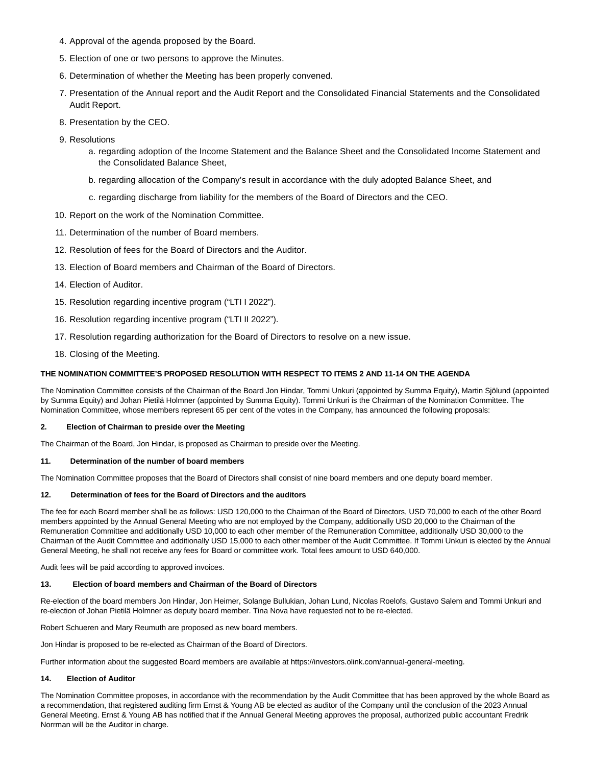4. Approval of the agenda proposed by the Board.
5. Election of one or two persons to approve the Minutes.
6. Determination of whether the Meeting has been properly convened.
7. Presentation of the Annual report and the Audit Report and the Consolidated Financial Statements and the Consolidated Audit Report.
8. Presentation by the CEO.
9. Resolutions
   a. regarding adoption of the Income Statement and the Balance Sheet and the Consolidated Income Statement and the Consolidated Balance Sheet,
   b. regarding allocation of the Company's result in accordance with the duly adopted Balance Sheet, and
   c. regarding discharge from liability for the members of the Board of Directors and the CEO.
10. Report on the work of the Nomination Committee.
11. Determination of the number of Board members.
12. Resolution of fees for the Board of Directors and the Auditor.
13. Election of Board members and Chairman of the Board of Directors.
14. Election of Auditor.
15. Resolution regarding incentive program ("LTI I 2022").
16. Resolution regarding incentive program ("LTI II 2022").
17. Resolution regarding authorization for the Board of Directors to resolve on a new issue.
18. Closing of the Meeting.

**THE NOMINATION COMMITTEE'S PROPOSED RESOLUTION WITH RESPECT TO ITEMS 2 AND 11-14 ON THE AGENDA**

The Nomination Committee consists of the Chairman of the Board Jon Hindar, Tommi Unkuri (appointed by Summa Equity), Martin Sjölund (appointed by Summa Equity) and Johan Pietilä Holmner (appointed by Summa Equity). Tommi Unkuri is the Chairman of the Nomination Committee. The Nomination Committee, whose members represent 65 per cent of the votes in the Company, has announced the following proposals:

**2. Election of Chairman to preside over the Meeting**

The Chairman of the Board, Jon Hindar, is proposed as Chairman to preside over the Meeting.

**11. Determination of the number of board members**

The Nomination Committee proposes that the Board of Directors shall consist of nine board members and one deputy board member.

**12. Determination of fees for the Board of Directors and the auditors**

The fee for each Board member shall be as follows: USD 120,000 to the Chairman of the Board of Directors, USD 70,000 to each of the other Board members appointed by the Annual General Meeting who are not employed by the Company, additionally USD 20,000 to the Chairman of the Remuneration Committee and additionally USD 10,000 to each other member of the Remuneration Committee, additionally USD 30,000 to the Chairman of the Audit Committee and additionally USD 15,000 to each other member of the Audit Committee. If Tommi Unkuri is elected by the Annual General Meeting, he shall not receive any fees for Board or committee work. Total fees amount to USD 640,000.

Audit fees will be paid according to approved invoices.

**13. Election of board members and Chairman of the Board of Directors**

Re-election of the board members Jon Hindar, Jon Heimer, Solange Bullukian, Johan Lund, Nicolas Roelofs, Gustavo Salem and Tommi Unkuri and re-election of Johan Pietilä Holmner as deputy board member. Tina Nova have requested not to be re-elected.

Robert Schueren and Mary Reumuth are proposed as new board members.

Jon Hindar is proposed to be re-elected as Chairman of the Board of Directors.

Further information about the suggested Board members are available at https://investors.olink.com/annual-general-meeting.

**14. Election of Auditor**

The Nomination Committee proposes, in accordance with the recommendation by the Audit Committee that has been approved by the whole Board as a recommendation, that registered auditing firm Ernst & Young AB be elected as auditor of the Company until the conclusion of the 2023 Annual General Meeting. Ernst & Young AB has notified that if the Annual General Meeting approves the proposal, authorized public accountant Fredrik Norrman will be the Auditor in charge.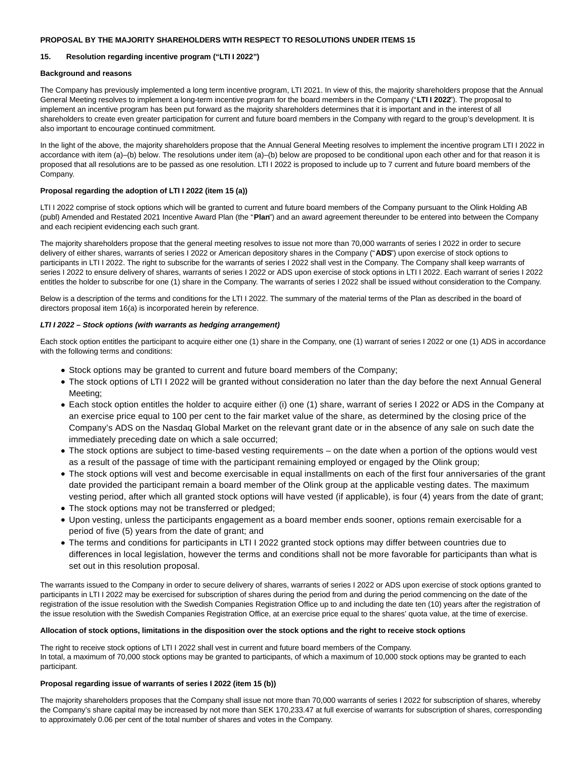**PROPOSAL BY THE MAJORITY SHAREHOLDERS WITH RESPECT TO RESOLUTIONS UNDER ITEMS 15**

**15. Resolution regarding incentive program ("LTI I 2022")**

**Background and reasons**

The Company has previously implemented a long term incentive program, LTI 2021. In view of this, the majority shareholders propose that the Annual General Meeting resolves to implement a long-term incentive program for the board members in the Company ("**LTI I 2022**"). The proposal to implement an incentive program has been put forward as the majority shareholders determines that it is important and in the interest of all shareholders to create even greater participation for current and future board members in the Company with regard to the group's development. It is also important to encourage continued commitment.

In the light of the above, the majority shareholders propose that the Annual General Meeting resolves to implement the incentive program LTI I 2022 in accordance with item (a)–(b) below. The resolutions under item (a)–(b) below are proposed to be conditional upon each other and for that reason it is proposed that all resolutions are to be passed as one resolution. LTI I 2022 is proposed to include up to 7 current and future board members of the Company.

**Proposal regarding the adoption of LTI I 2022 (item 15 (a))**

LTI I 2022 comprise of stock options which will be granted to current and future board members of the Company pursuant to the Olink Holding AB (publ) Amended and Restated 2021 Incentive Award Plan (the "**Plan**") and an award agreement thereunder to be entered into between the Company and each recipient evidencing each such grant.

The majority shareholders propose that the general meeting resolves to issue not more than 70,000 warrants of series I 2022 in order to secure delivery of either shares, warrants of series I 2022 or American depository shares in the Company ("**ADS**") upon exercise of stock options to participants in LTI I 2022. The right to subscribe for the warrants of series I 2022 shall vest in the Company. The Company shall keep warrants of series I 2022 to ensure delivery of shares, warrants of series I 2022 or ADS upon exercise of stock options in LTI I 2022. Each warrant of series I 2022 entitles the holder to subscribe for one (1) share in the Company. The warrants of series I 2022 shall be issued without consideration to the Company.

Below is a description of the terms and conditions for the LTI I 2022. The summary of the material terms of the Plan as described in the board of directors proposal item 16(a) is incorporated herein by reference.

***LTI I 2022 – Stock options (with warrants as hedging arrangement)***

Each stock option entitles the participant to acquire either one (1) share in the Company, one (1) warrant of series I 2022 or one (1) ADS in accordance with the following terms and conditions:

- Stock options may be granted to current and future board members of the Company;
- The stock options of LTI I 2022 will be granted without consideration no later than the day before the next Annual General Meeting;
- Each stock option entitles the holder to acquire either (i) one (1) share, warrant of series I 2022 or ADS in the Company at an exercise price equal to 100 per cent to the fair market value of the share, as determined by the closing price of the Company's ADS on the Nasdaq Global Market on the relevant grant date or in the absence of any sale on such date the immediately preceding date on which a sale occurred;
- The stock options are subject to time-based vesting requirements – on the date when a portion of the options would vest as a result of the passage of time with the participant remaining employed or engaged by the Olink group;
- The stock options will vest and become exercisable in equal installments on each of the first four anniversaries of the grant date provided the participant remain a board member of the Olink group at the applicable vesting dates. The maximum vesting period, after which all granted stock options will have vested (if applicable), is four (4) years from the date of grant;
- The stock options may not be transferred or pledged;
- Upon vesting, unless the participants engagement as a board member ends sooner, options remain exercisable for a period of five (5) years from the date of grant; and
- The terms and conditions for participants in LTI I 2022 granted stock options may differ between countries due to differences in local legislation, however the terms and conditions shall not be more favorable for participants than what is set out in this resolution proposal.

The warrants issued to the Company in order to secure delivery of shares, warrants of series I 2022 or ADS upon exercise of stock options granted to participants in LTI I 2022 may be exercised for subscription of shares during the period from and during the period commencing on the date of the registration of the issue resolution with the Swedish Companies Registration Office up to and including the date ten (10) years after the registration of the issue resolution with the Swedish Companies Registration Office, at an exercise price equal to the shares' quota value, at the time of exercise.

**Allocation of stock options, limitations in the disposition over the stock options and the right to receive stock options**

The right to receive stock options of LTI I 2022 shall vest in current and future board members of the Company.
In total, a maximum of 70,000 stock options may be granted to participants, of which a maximum of 10,000 stock options may be granted to each participant.

**Proposal regarding issue of warrants of series I 2022 (item 15 (b))**

The majority shareholders proposes that the Company shall issue not more than 70,000 warrants of series I 2022 for subscription of shares, whereby the Company's share capital may be increased by not more than SEK 170,233.47 at full exercise of warrants for subscription of shares, corresponding to approximately 0.06 per cent of the total number of shares and votes in the Company.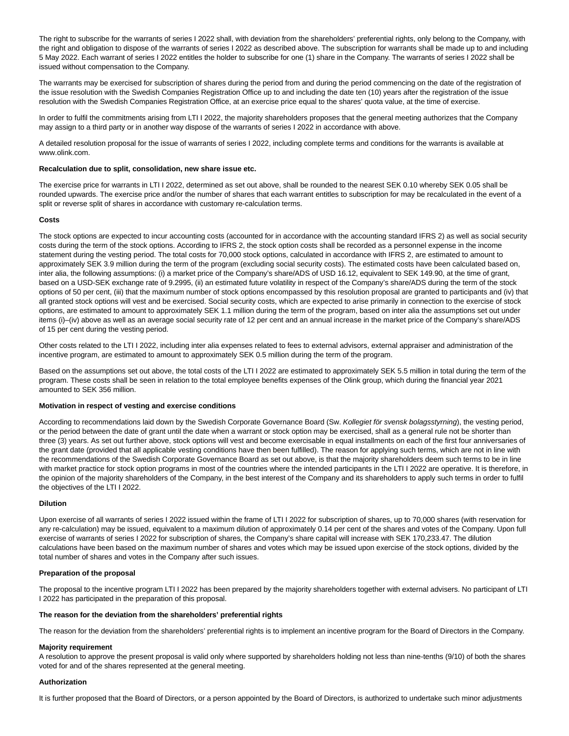The right to subscribe for the warrants of series I 2022 shall, with deviation from the shareholders' preferential rights, only belong to the Company, with the right and obligation to dispose of the warrants of series I 2022 as described above. The subscription for warrants shall be made up to and including 5 May 2022. Each warrant of series I 2022 entitles the holder to subscribe for one (1) share in the Company. The warrants of series I 2022 shall be issued without compensation to the Company.

The warrants may be exercised for subscription of shares during the period from and during the period commencing on the date of the registration of the issue resolution with the Swedish Companies Registration Office up to and including the date ten (10) years after the registration of the issue resolution with the Swedish Companies Registration Office, at an exercise price equal to the shares' quota value, at the time of exercise.

In order to fulfil the commitments arising from LTI I 2022, the majority shareholders proposes that the general meeting authorizes that the Company may assign to a third party or in another way dispose of the warrants of series I 2022 in accordance with above.

A detailed resolution proposal for the issue of warrants of series I 2022, including complete terms and conditions for the warrants is available at www.olink.com.

**Recalculation due to split, consolidation, new share issue etc.**

The exercise price for warrants in LTI I 2022, determined as set out above, shall be rounded to the nearest SEK 0.10 whereby SEK 0.05 shall be rounded upwards. The exercise price and/or the number of shares that each warrant entitles to subscription for may be recalculated in the event of a split or reverse split of shares in accordance with customary re-calculation terms.

**Costs**

The stock options are expected to incur accounting costs (accounted for in accordance with the accounting standard IFRS 2) as well as social security costs during the term of the stock options. According to IFRS 2, the stock option costs shall be recorded as a personnel expense in the income statement during the vesting period. The total costs for 70,000 stock options, calculated in accordance with IFRS 2, are estimated to amount to approximately SEK 3.9 million during the term of the program (excluding social security costs). The estimated costs have been calculated based on, inter alia, the following assumptions: (i) a market price of the Company's share/ADS of USD 16.12, equivalent to SEK 149.90, at the time of grant, based on a USD-SEK exchange rate of 9.2995, (ii) an estimated future volatility in respect of the Company's share/ADS during the term of the stock options of 50 per cent, (iii) that the maximum number of stock options encompassed by this resolution proposal are granted to participants and (iv) that all granted stock options will vest and be exercised. Social security costs, which are expected to arise primarily in connection to the exercise of stock options, are estimated to amount to approximately SEK 1.1 million during the term of the program, based on inter alia the assumptions set out under items (i)–(iv) above as well as an average social security rate of 12 per cent and an annual increase in the market price of the Company's share/ADS of 15 per cent during the vesting period.

Other costs related to the LTI I 2022, including inter alia expenses related to fees to external advisors, external appraiser and administration of the incentive program, are estimated to amount to approximately SEK 0.5 million during the term of the program.

Based on the assumptions set out above, the total costs of the LTI I 2022 are estimated to approximately SEK 5.5 million in total during the term of the program. These costs shall be seen in relation to the total employee benefits expenses of the Olink group, which during the financial year 2021 amounted to SEK 356 million.

**Motivation in respect of vesting and exercise conditions**

According to recommendations laid down by the Swedish Corporate Governance Board (Sw. *Kollegiet för svensk bolagsstyrning*), the vesting period, or the period between the date of grant until the date when a warrant or stock option may be exercised, shall as a general rule not be shorter than three (3) years. As set out further above, stock options will vest and become exercisable in equal installments on each of the first four anniversaries of the grant date (provided that all applicable vesting conditions have then been fulfilled). The reason for applying such terms, which are not in line with the recommendations of the Swedish Corporate Governance Board as set out above, is that the majority shareholders deem such terms to be in line with market practice for stock option programs in most of the countries where the intended participants in the LTI I 2022 are operative. It is therefore, in the opinion of the majority shareholders of the Company, in the best interest of the Company and its shareholders to apply such terms in order to fulfil the objectives of the LTI I 2022.

**Dilution**

Upon exercise of all warrants of series I 2022 issued within the frame of LTI I 2022 for subscription of shares, up to 70,000 shares (with reservation for any re-calculation) may be issued, equivalent to a maximum dilution of approximately 0.14 per cent of the shares and votes of the Company. Upon full exercise of warrants of series I 2022 for subscription of shares, the Company's share capital will increase with SEK 170,233.47. The dilution calculations have been based on the maximum number of shares and votes which may be issued upon exercise of the stock options, divided by the total number of shares and votes in the Company after such issues.

**Preparation of the proposal**

The proposal to the incentive program LTI I 2022 has been prepared by the majority shareholders together with external advisers. No participant of LTI I 2022 has participated in the preparation of this proposal.

**The reason for the deviation from the shareholders' preferential rights**

The reason for the deviation from the shareholders' preferential rights is to implement an incentive program for the Board of Directors in the Company.

**Majority requirement**

A resolution to approve the present proposal is valid only where supported by shareholders holding not less than nine-tenths (9/10) of both the shares voted for and of the shares represented at the general meeting.

**Authorization**

It is further proposed that the Board of Directors, or a person appointed by the Board of Directors, is authorized to undertake such minor adjustments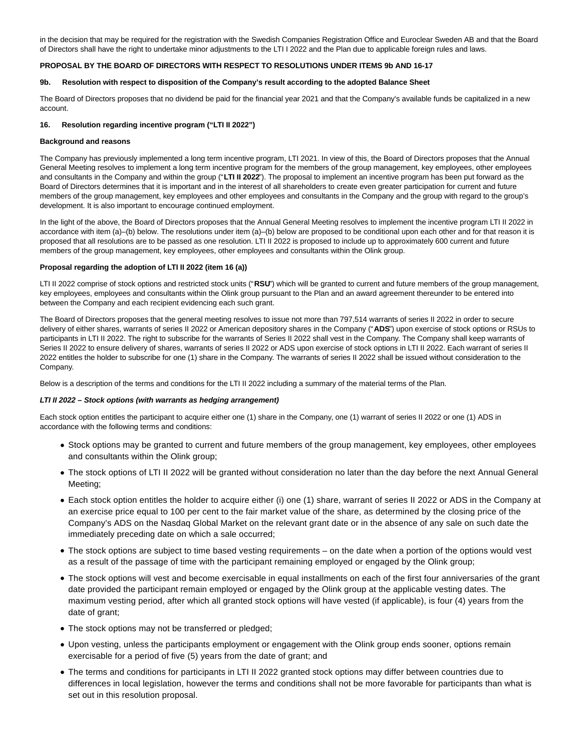in the decision that may be required for the registration with the Swedish Companies Registration Office and Euroclear Sweden AB and that the Board of Directors shall have the right to undertake minor adjustments to the LTI I 2022 and the Plan due to applicable foreign rules and laws.

**PROPOSAL BY THE BOARD OF DIRECTORS WITH RESPECT TO RESOLUTIONS UNDER ITEMS 9b AND 16-17**

**9b. Resolution with respect to disposition of the Company's result according to the adopted Balance Sheet**

The Board of Directors proposes that no dividend be paid for the financial year 2021 and that the Company's available funds be capitalized in a new account.

**16. Resolution regarding incentive program ("LTI II 2022")**

**Background and reasons**

The Company has previously implemented a long term incentive program, LTI 2021. In view of this, the Board of Directors proposes that the Annual General Meeting resolves to implement a long term incentive program for the members of the group management, key employees, other employees and consultants in the Company and within the group ("**LTI II 2022**"). The proposal to implement an incentive program has been put forward as the Board of Directors determines that it is important and in the interest of all shareholders to create even greater participation for current and future members of the group management, key employees and other employees and consultants in the Company and the group with regard to the group's development. It is also important to encourage continued employment.

In the light of the above, the Board of Directors proposes that the Annual General Meeting resolves to implement the incentive program LTI II 2022 in accordance with item (a)–(b) below. The resolutions under item (a)–(b) below are proposed to be conditional upon each other and for that reason it is proposed that all resolutions are to be passed as one resolution. LTI II 2022 is proposed to include up to approximately 600 current and future members of the group management, key employees, other employees and consultants within the Olink group.

**Proposal regarding the adoption of LTI II 2022 (item 16 (a))**

LTI II 2022 comprise of stock options and restricted stock units ("**RSU**") which will be granted to current and future members of the group management, key employees, employees and consultants within the Olink group pursuant to the Plan and an award agreement thereunder to be entered into between the Company and each recipient evidencing each such grant.

The Board of Directors proposes that the general meeting resolves to issue not more than 797,514 warrants of series II 2022 in order to secure delivery of either shares, warrants of series II 2022 or American depository shares in the Company ("**ADS**") upon exercise of stock options or RSUs to participants in LTI II 2022. The right to subscribe for the warrants of Series II 2022 shall vest in the Company. The Company shall keep warrants of Series II 2022 to ensure delivery of shares, warrants of series II 2022 or ADS upon exercise of stock options in LTI II 2022. Each warrant of series II 2022 entitles the holder to subscribe for one (1) share in the Company. The warrants of series II 2022 shall be issued without consideration to the Company.

Below is a description of the terms and conditions for the LTI II 2022 including a summary of the material terms of the Plan.

***LTI II 2022 – Stock options (with warrants as hedging arrangement)***

Each stock option entitles the participant to acquire either one (1) share in the Company, one (1) warrant of series II 2022 or one (1) ADS in accordance with the following terms and conditions:

- Stock options may be granted to current and future members of the group management, key employees, other employees and consultants within the Olink group;
- The stock options of LTI II 2022 will be granted without consideration no later than the day before the next Annual General Meeting;
- Each stock option entitles the holder to acquire either (i) one (1) share, warrant of series II 2022 or ADS in the Company at an exercise price equal to 100 per cent to the fair market value of the share, as determined by the closing price of the Company's ADS on the Nasdaq Global Market on the relevant grant date or in the absence of any sale on such date the immediately preceding date on which a sale occurred;
- The stock options are subject to time based vesting requirements – on the date when a portion of the options would vest as a result of the passage of time with the participant remaining employed or engaged by the Olink group;
- The stock options will vest and become exercisable in equal installments on each of the first four anniversaries of the grant date provided the participant remain employed or engaged by the Olink group at the applicable vesting dates. The maximum vesting period, after which all granted stock options will have vested (if applicable), is four (4) years from the date of grant;
- The stock options may not be transferred or pledged;
- Upon vesting, unless the participants employment or engagement with the Olink group ends sooner, options remain exercisable for a period of five (5) years from the date of grant; and
- The terms and conditions for participants in LTI II 2022 granted stock options may differ between countries due to differences in local legislation, however the terms and conditions shall not be more favorable for participants than what is set out in this resolution proposal.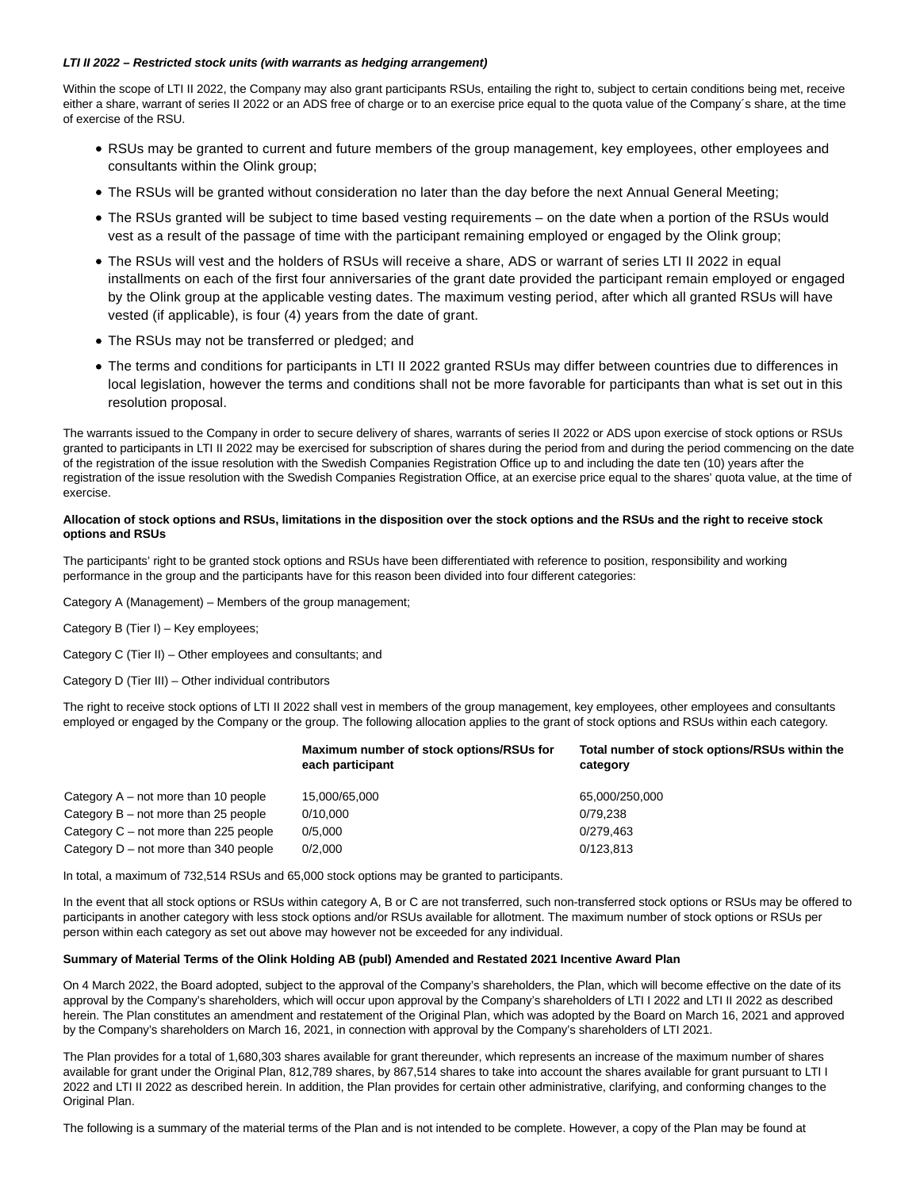***LTI II 2022 – Restricted stock units (with warrants as hedging arrangement)***

Within the scope of LTI II 2022, the Company may also grant participants RSUs, entailing the right to, subject to certain conditions being met, receive either a share, warrant of series II 2022 or an ADS free of charge or to an exercise price equal to the quota value of the Company´s share, at the time of exercise of the RSU.

- RSUs may be granted to current and future members of the group management, key employees, other employees and consultants within the Olink group;
- The RSUs will be granted without consideration no later than the day before the next Annual General Meeting;
- The RSUs granted will be subject to time based vesting requirements – on the date when a portion of the RSUs would vest as a result of the passage of time with the participant remaining employed or engaged by the Olink group;
- The RSUs will vest and the holders of RSUs will receive a share, ADS or warrant of series LTI II 2022 in equal installments on each of the first four anniversaries of the grant date provided the participant remain employed or engaged by the Olink group at the applicable vesting dates. The maximum vesting period, after which all granted RSUs will have vested (if applicable), is four (4) years from the date of grant.
- The RSUs may not be transferred or pledged; and
- The terms and conditions for participants in LTI II 2022 granted RSUs may differ between countries due to differences in local legislation, however the terms and conditions shall not be more favorable for participants than what is set out in this resolution proposal.

The warrants issued to the Company in order to secure delivery of shares, warrants of series II 2022 or ADS upon exercise of stock options or RSUs granted to participants in LTI II 2022 may be exercised for subscription of shares during the period from and during the period commencing on the date of the registration of the issue resolution with the Swedish Companies Registration Office up to and including the date ten (10) years after the registration of the issue resolution with the Swedish Companies Registration Office, at an exercise price equal to the shares' quota value, at the time of exercise.

**Allocation of stock options and RSUs, limitations in the disposition over the stock options and the RSUs and the right to receive stock options and RSUs**

The participants' right to be granted stock options and RSUs have been differentiated with reference to position, responsibility and working performance in the group and the participants have for this reason been divided into four different categories:

Category A (Management) – Members of the group management;

Category B (Tier I) – Key employees;

Category C (Tier II) – Other employees and consultants; and

Category D (Tier III) – Other individual contributors

The right to receive stock options of LTI II 2022 shall vest in members of the group management, key employees, other employees and consultants employed or engaged by the Company or the group. The following allocation applies to the grant of stock options and RSUs within each category.

| | **Maximum number of stock options/RSUs for each participant** | **Total number of stock options/RSUs within the category** |
|---|---|---|
| Category A – not more than 10 people | 15,000/65,000 | 65,000/250,000 |
| Category B – not more than 25 people | 0/10,000 | 0/79,238 |
| Category C – not more than 225 people | 0/5,000 | 0/279,463 |
| Category D – not more than 340 people | 0/2,000 | 0/123,813 |

In total, a maximum of 732,514 RSUs and 65,000 stock options may be granted to participants.

In the event that all stock options or RSUs within category A, B or C are not transferred, such non-transferred stock options or RSUs may be offered to participants in another category with less stock options and/or RSUs available for allotment. The maximum number of stock options or RSUs per person within each category as set out above may however not be exceeded for any individual.

**Summary of Material Terms of the Olink Holding AB (publ) Amended and Restated 2021 Incentive Award Plan**

On 4 March 2022, the Board adopted, subject to the approval of the Company's shareholders, the Plan, which will become effective on the date of its approval by the Company's shareholders, which will occur upon approval by the Company's shareholders of LTI I 2022 and LTI II 2022 as described herein. The Plan constitutes an amendment and restatement of the Original Plan, which was adopted by the Board on March 16, 2021 and approved by the Company's shareholders on March 16, 2021, in connection with approval by the Company's shareholders of LTI 2021.

The Plan provides for a total of 1,680,303 shares available for grant thereunder, which represents an increase of the maximum number of shares available for grant under the Original Plan, 812,789 shares, by 867,514 shares to take into account the shares available for grant pursuant to LTI I 2022 and LTI II 2022 as described herein. In addition, the Plan provides for certain other administrative, clarifying, and conforming changes to the Original Plan.

The following is a summary of the material terms of the Plan and is not intended to be complete. However, a copy of the Plan may be found at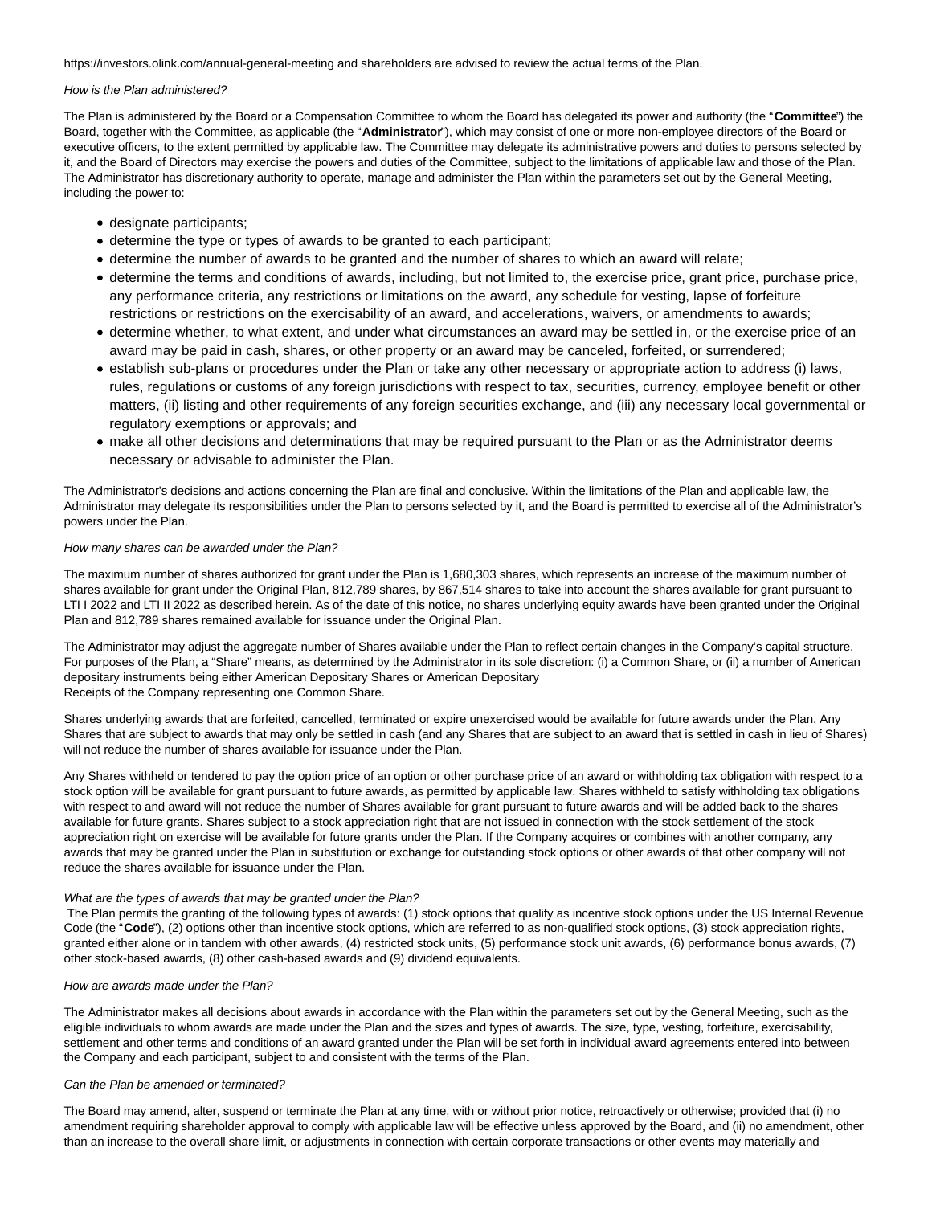https://investors.olink.com/annual-general-meeting and shareholders are advised to review the actual terms of the Plan.

*How is the Plan administered?*

The Plan is administered by the Board or a Compensation Committee to whom the Board has delegated its power and authority (the "**Committee**") the Board, together with the Committee, as applicable (the "**Administrator**"), which may consist of one or more non-employee directors of the Board or executive officers, to the extent permitted by applicable law. The Committee may delegate its administrative powers and duties to persons selected by it, and the Board of Directors may exercise the powers and duties of the Committee, subject to the limitations of applicable law and those of the Plan. The Administrator has discretionary authority to operate, manage and administer the Plan within the parameters set out by the General Meeting, including the power to:

- designate participants;
- determine the type or types of awards to be granted to each participant;
- determine the number of awards to be granted and the number of shares to which an award will relate;
- determine the terms and conditions of awards, including, but not limited to, the exercise price, grant price, purchase price, any performance criteria, any restrictions or limitations on the award, any schedule for vesting, lapse of forfeiture restrictions or restrictions on the exercisability of an award, and accelerations, waivers, or amendments to awards;
- determine whether, to what extent, and under what circumstances an award may be settled in, or the exercise price of an award may be paid in cash, shares, or other property or an award may be canceled, forfeited, or surrendered;
- establish sub-plans or procedures under the Plan or take any other necessary or appropriate action to address (i) laws, rules, regulations or customs of any foreign jurisdictions with respect to tax, securities, currency, employee benefit or other matters, (ii) listing and other requirements of any foreign securities exchange, and (iii) any necessary local governmental or regulatory exemptions or approvals; and
- make all other decisions and determinations that may be required pursuant to the Plan or as the Administrator deems necessary or advisable to administer the Plan.

The Administrator's decisions and actions concerning the Plan are final and conclusive. Within the limitations of the Plan and applicable law, the Administrator may delegate its responsibilities under the Plan to persons selected by it, and the Board is permitted to exercise all of the Administrator's powers under the Plan.

*How many shares can be awarded under the Plan?*

The maximum number of shares authorized for grant under the Plan is 1,680,303 shares, which represents an increase of the maximum number of shares available for grant under the Original Plan, 812,789 shares, by 867,514 shares to take into account the shares available for grant pursuant to LTI I 2022 and LTI II 2022 as described herein. As of the date of this notice, no shares underlying equity awards have been granted under the Original Plan and 812,789 shares remained available for issuance under the Original Plan.

The Administrator may adjust the aggregate number of Shares available under the Plan to reflect certain changes in the Company's capital structure. For purposes of the Plan, a "Share" means, as determined by the Administrator in its sole discretion: (i) a Common Share, or (ii) a number of American depositary instruments being either American Depositary Shares or American Depositary Receipts of the Company representing one Common Share.

Shares underlying awards that are forfeited, cancelled, terminated or expire unexercised would be available for future awards under the Plan. Any Shares that are subject to awards that may only be settled in cash (and any Shares that are subject to an award that is settled in cash in lieu of Shares) will not reduce the number of shares available for issuance under the Plan.

Any Shares withheld or tendered to pay the option price of an option or other purchase price of an award or withholding tax obligation with respect to a stock option will be available for grant pursuant to future awards, as permitted by applicable law. Shares withheld to satisfy withholding tax obligations with respect to and award will not reduce the number of Shares available for grant pursuant to future awards and will be added back to the shares available for future grants. Shares subject to a stock appreciation right that are not issued in connection with the stock settlement of the stock appreciation right on exercise will be available for future grants under the Plan. If the Company acquires or combines with another company, any awards that may be granted under the Plan in substitution or exchange for outstanding stock options or other awards of that other company will not reduce the shares available for issuance under the Plan.

*What are the types of awards that may be granted under the Plan?*

The Plan permits the granting of the following types of awards: (1) stock options that qualify as incentive stock options under the US Internal Revenue Code (the "**Code**"), (2) options other than incentive stock options, which are referred to as non-qualified stock options, (3) stock appreciation rights, granted either alone or in tandem with other awards, (4) restricted stock units, (5) performance stock unit awards, (6) performance bonus awards, (7) other stock-based awards, (8) other cash-based awards and (9) dividend equivalents.

*How are awards made under the Plan?*

The Administrator makes all decisions about awards in accordance with the Plan within the parameters set out by the General Meeting, such as the eligible individuals to whom awards are made under the Plan and the sizes and types of awards. The size, type, vesting, forfeiture, exercisability, settlement and other terms and conditions of an award granted under the Plan will be set forth in individual award agreements entered into between the Company and each participant, subject to and consistent with the terms of the Plan.

*Can the Plan be amended or terminated?*

The Board may amend, alter, suspend or terminate the Plan at any time, with or without prior notice, retroactively or otherwise; provided that (i) no amendment requiring shareholder approval to comply with applicable law will be effective unless approved by the Board, and (ii) no amendment, other than an increase to the overall share limit, or adjustments in connection with certain corporate transactions or other events may materially and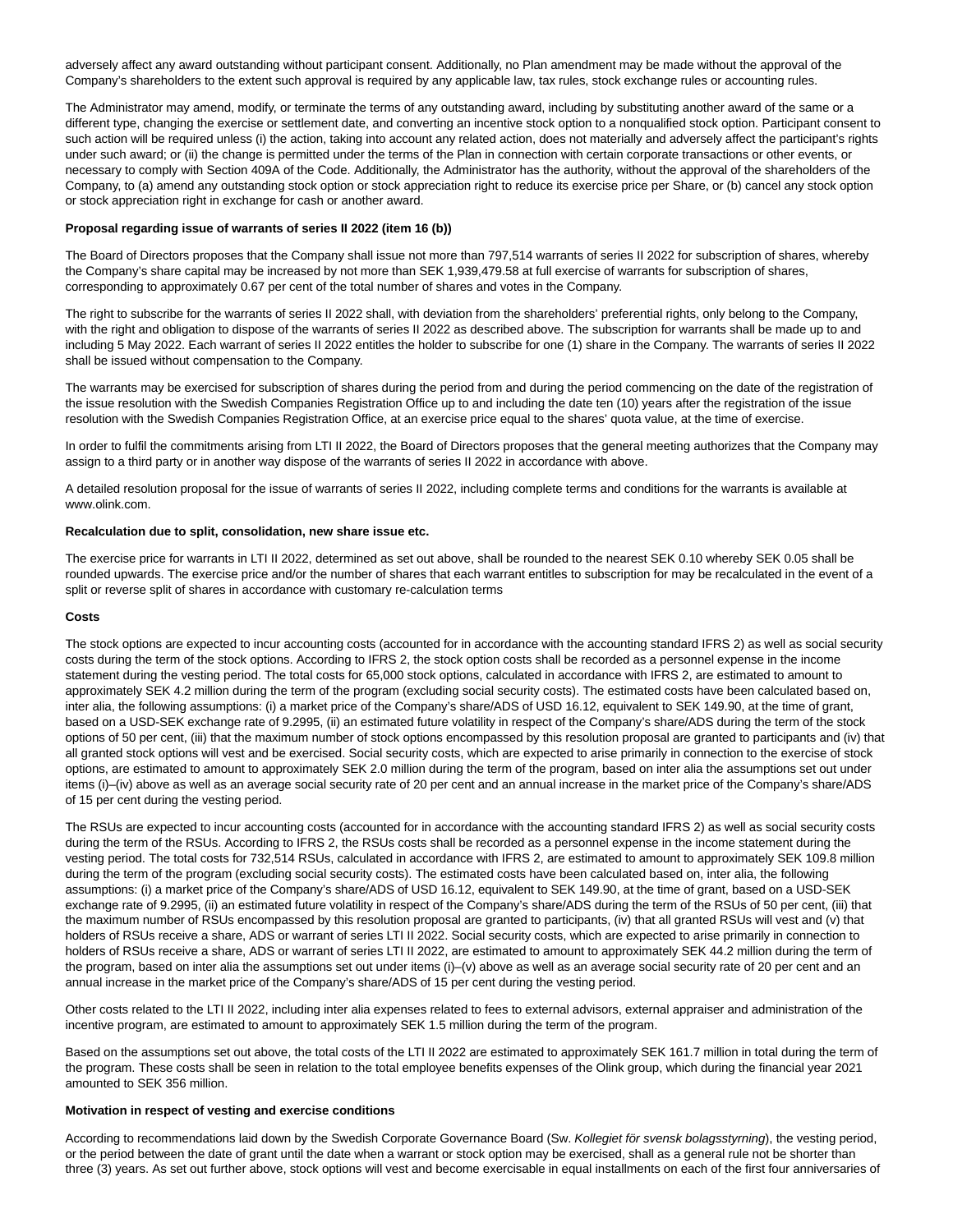adversely affect any award outstanding without participant consent. Additionally, no Plan amendment may be made without the approval of the Company's shareholders to the extent such approval is required by any applicable law, tax rules, stock exchange rules or accounting rules.

The Administrator may amend, modify, or terminate the terms of any outstanding award, including by substituting another award of the same or a different type, changing the exercise or settlement date, and converting an incentive stock option to a nonqualified stock option. Participant consent to such action will be required unless (i) the action, taking into account any related action, does not materially and adversely affect the participant's rights under such award; or (ii) the change is permitted under the terms of the Plan in connection with certain corporate transactions or other events, or necessary to comply with Section 409A of the Code. Additionally, the Administrator has the authority, without the approval of the shareholders of the Company, to (a) amend any outstanding stock option or stock appreciation right to reduce its exercise price per Share, or (b) cancel any stock option or stock appreciation right in exchange for cash or another award.

**Proposal regarding issue of warrants of series II 2022 (item 16 (b))**

The Board of Directors proposes that the Company shall issue not more than 797,514 warrants of series II 2022 for subscription of shares, whereby the Company's share capital may be increased by not more than SEK 1,939,479.58 at full exercise of warrants for subscription of shares, corresponding to approximately 0.67 per cent of the total number of shares and votes in the Company.

The right to subscribe for the warrants of series II 2022 shall, with deviation from the shareholders' preferential rights, only belong to the Company, with the right and obligation to dispose of the warrants of series II 2022 as described above. The subscription for warrants shall be made up to and including 5 May 2022. Each warrant of series II 2022 entitles the holder to subscribe for one (1) share in the Company. The warrants of series II 2022 shall be issued without compensation to the Company.

The warrants may be exercised for subscription of shares during the period from and during the period commencing on the date of the registration of the issue resolution with the Swedish Companies Registration Office up to and including the date ten (10) years after the registration of the issue resolution with the Swedish Companies Registration Office, at an exercise price equal to the shares' quota value, at the time of exercise.

In order to fulfil the commitments arising from LTI II 2022, the Board of Directors proposes that the general meeting authorizes that the Company may assign to a third party or in another way dispose of the warrants of series II 2022 in accordance with above.

A detailed resolution proposal for the issue of warrants of series II 2022, including complete terms and conditions for the warrants is available at www.olink.com.

**Recalculation due to split, consolidation, new share issue etc.**

The exercise price for warrants in LTI II 2022, determined as set out above, shall be rounded to the nearest SEK 0.10 whereby SEK 0.05 shall be rounded upwards. The exercise price and/or the number of shares that each warrant entitles to subscription for may be recalculated in the event of a split or reverse split of shares in accordance with customary re-calculation terms

**Costs**

The stock options are expected to incur accounting costs (accounted for in accordance with the accounting standard IFRS 2) as well as social security costs during the term of the stock options. According to IFRS 2, the stock option costs shall be recorded as a personnel expense in the income statement during the vesting period. The total costs for 65,000 stock options, calculated in accordance with IFRS 2, are estimated to amount to approximately SEK 4.2 million during the term of the program (excluding social security costs). The estimated costs have been calculated based on, inter alia, the following assumptions: (i) a market price of the Company's share/ADS of USD 16.12, equivalent to SEK 149.90, at the time of grant, based on a USD-SEK exchange rate of 9.2995, (ii) an estimated future volatility in respect of the Company's share/ADS during the term of the stock options of 50 per cent, (iii) that the maximum number of stock options encompassed by this resolution proposal are granted to participants and (iv) that all granted stock options will vest and be exercised. Social security costs, which are expected to arise primarily in connection to the exercise of stock options, are estimated to amount to approximately SEK 2.0 million during the term of the program, based on inter alia the assumptions set out under items (i)–(iv) above as well as an average social security rate of 20 per cent and an annual increase in the market price of the Company's share/ADS of 15 per cent during the vesting period.

The RSUs are expected to incur accounting costs (accounted for in accordance with the accounting standard IFRS 2) as well as social security costs during the term of the RSUs. According to IFRS 2, the RSUs costs shall be recorded as a personnel expense in the income statement during the vesting period. The total costs for 732,514 RSUs, calculated in accordance with IFRS 2, are estimated to amount to approximately SEK 109.8 million during the term of the program (excluding social security costs). The estimated costs have been calculated based on, inter alia, the following assumptions: (i) a market price of the Company's share/ADS of USD 16.12, equivalent to SEK 149.90, at the time of grant, based on a USD-SEK exchange rate of 9.2995, (ii) an estimated future volatility in respect of the Company's share/ADS during the term of the RSUs of 50 per cent, (iii) that the maximum number of RSUs encompassed by this resolution proposal are granted to participants, (iv) that all granted RSUs will vest and (v) that holders of RSUs receive a share, ADS or warrant of series LTI II 2022. Social security costs, which are expected to arise primarily in connection to holders of RSUs receive a share, ADS or warrant of series LTI II 2022, are estimated to amount to approximately SEK 44.2 million during the term of the program, based on inter alia the assumptions set out under items (i)–(v) above as well as an average social security rate of 20 per cent and an annual increase in the market price of the Company's share/ADS of 15 per cent during the vesting period.

Other costs related to the LTI II 2022, including inter alia expenses related to fees to external advisors, external appraiser and administration of the incentive program, are estimated to amount to approximately SEK 1.5 million during the term of the program.

Based on the assumptions set out above, the total costs of the LTI II 2022 are estimated to approximately SEK 161.7 million in total during the term of the program. These costs shall be seen in relation to the total employee benefits expenses of the Olink group, which during the financial year 2021 amounted to SEK 356 million.

**Motivation in respect of vesting and exercise conditions**

According to recommendations laid down by the Swedish Corporate Governance Board (Sw. *Kollegiet för svensk bolagsstyrning*), the vesting period, or the period between the date of grant until the date when a warrant or stock option may be exercised, shall as a general rule not be shorter than three (3) years. As set out further above, stock options will vest and become exercisable in equal installments on each of the first four anniversaries of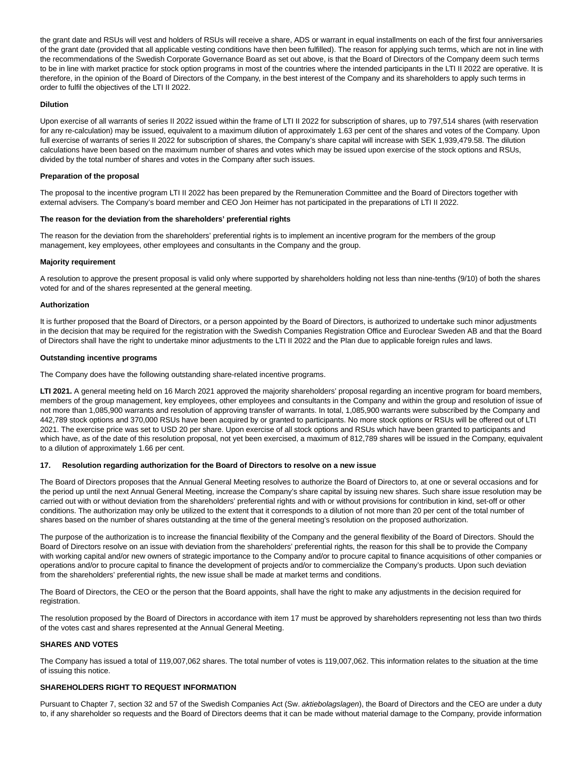the grant date and RSUs will vest and holders of RSUs will receive a share, ADS or warrant in equal installments on each of the first four anniversaries of the grant date (provided that all applicable vesting conditions have then been fulfilled). The reason for applying such terms, which are not in line with the recommendations of the Swedish Corporate Governance Board as set out above, is that the Board of Directors of the Company deem such terms to be in line with market practice for stock option programs in most of the countries where the intended participants in the LTI II 2022 are operative. It is therefore, in the opinion of the Board of Directors of the Company, in the best interest of the Company and its shareholders to apply such terms in order to fulfil the objectives of the LTI II 2022.

**Dilution**

Upon exercise of all warrants of series II 2022 issued within the frame of LTI II 2022 for subscription of shares, up to 797,514 shares (with reservation for any re-calculation) may be issued, equivalent to a maximum dilution of approximately 1.63 per cent of the shares and votes of the Company. Upon full exercise of warrants of series II 2022 for subscription of shares, the Company's share capital will increase with SEK 1,939,479.58. The dilution calculations have been based on the maximum number of shares and votes which may be issued upon exercise of the stock options and RSUs, divided by the total number of shares and votes in the Company after such issues.

**Preparation of the proposal**

The proposal to the incentive program LTI II 2022 has been prepared by the Remuneration Committee and the Board of Directors together with external advisers. The Company's board member and CEO Jon Heimer has not participated in the preparations of LTI II 2022.

**The reason for the deviation from the shareholders' preferential rights**

The reason for the deviation from the shareholders' preferential rights is to implement an incentive program for the members of the group management, key employees, other employees and consultants in the Company and the group.

**Majority requirement**

A resolution to approve the present proposal is valid only where supported by shareholders holding not less than nine-tenths (9/10) of both the shares voted for and of the shares represented at the general meeting.

**Authorization**

It is further proposed that the Board of Directors, or a person appointed by the Board of Directors, is authorized to undertake such minor adjustments in the decision that may be required for the registration with the Swedish Companies Registration Office and Euroclear Sweden AB and that the Board of Directors shall have the right to undertake minor adjustments to the LTI II 2022 and the Plan due to applicable foreign rules and laws.

**Outstanding incentive programs**

The Company does have the following outstanding share-related incentive programs.

**LTI 2021.** A general meeting held on 16 March 2021 approved the majority shareholders' proposal regarding an incentive program for board members, members of the group management, key employees, other employees and consultants in the Company and within the group and resolution of issue of not more than 1,085,900 warrants and resolution of approving transfer of warrants. In total, 1,085,900 warrants were subscribed by the Company and 442,789 stock options and 370,000 RSUs have been acquired by or granted to participants. No more stock options or RSUs will be offered out of LTI 2021. The exercise price was set to USD 20 per share. Upon exercise of all stock options and RSUs which have been granted to participants and which have, as of the date of this resolution proposal, not yet been exercised, a maximum of 812,789 shares will be issued in the Company, equivalent to a dilution of approximately 1.66 per cent.

**17. Resolution regarding authorization for the Board of Directors to resolve on a new issue**

The Board of Directors proposes that the Annual General Meeting resolves to authorize the Board of Directors to, at one or several occasions and for the period up until the next Annual General Meeting, increase the Company's share capital by issuing new shares. Such share issue resolution may be carried out with or without deviation from the shareholders' preferential rights and with or without provisions for contribution in kind, set-off or other conditions. The authorization may only be utilized to the extent that it corresponds to a dilution of not more than 20 per cent of the total number of shares based on the number of shares outstanding at the time of the general meeting's resolution on the proposed authorization.

The purpose of the authorization is to increase the financial flexibility of the Company and the general flexibility of the Board of Directors. Should the Board of Directors resolve on an issue with deviation from the shareholders' preferential rights, the reason for this shall be to provide the Company with working capital and/or new owners of strategic importance to the Company and/or to procure capital to finance acquisitions of other companies or operations and/or to procure capital to finance the development of projects and/or to commercialize the Company's products. Upon such deviation from the shareholders' preferential rights, the new issue shall be made at market terms and conditions.

The Board of Directors, the CEO or the person that the Board appoints, shall have the right to make any adjustments in the decision required for registration.

The resolution proposed by the Board of Directors in accordance with item 17 must be approved by shareholders representing not less than two thirds of the votes cast and shares represented at the Annual General Meeting.

**SHARES AND VOTES**

The Company has issued a total of 119,007,062 shares. The total number of votes is 119,007,062. This information relates to the situation at the time of issuing this notice.

**SHAREHOLDERS RIGHT TO REQUEST INFORMATION**

Pursuant to Chapter 7, section 32 and 57 of the Swedish Companies Act (Sw. *aktiebolagslagen*), the Board of Directors and the CEO are under a duty to, if any shareholder so requests and the Board of Directors deems that it can be made without material damage to the Company, provide information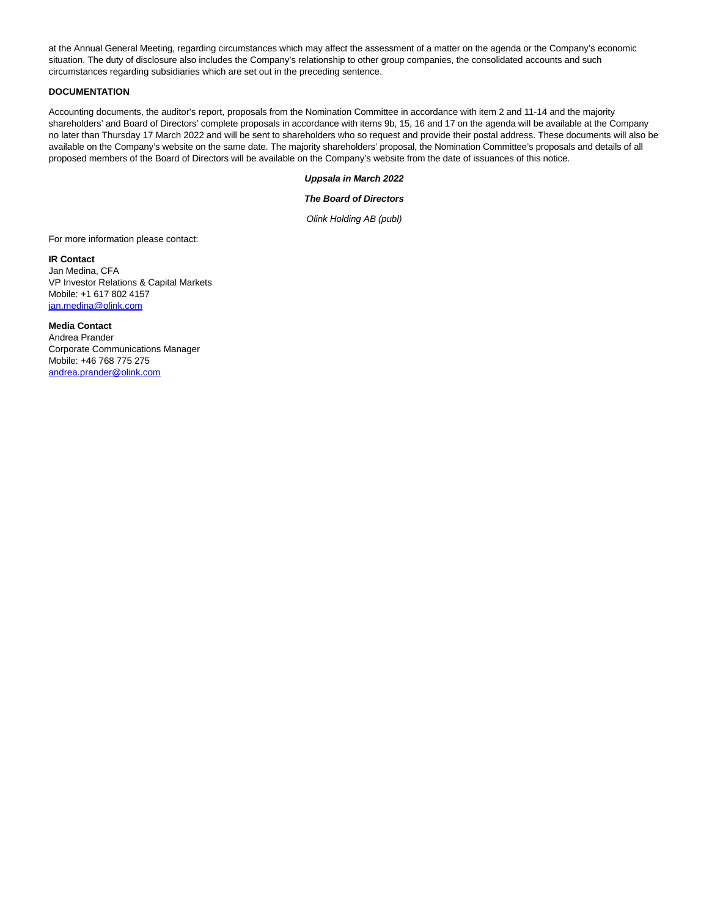at the Annual General Meeting, regarding circumstances which may affect the assessment of a matter on the agenda or the Company's economic situation. The duty of disclosure also includes the Company's relationship to other group companies, the consolidated accounts and such circumstances regarding subsidiaries which are set out in the preceding sentence.

**DOCUMENTATION**

Accounting documents, the auditor's report, proposals from the Nomination Committee in accordance with item 2 and 11-14 and the majority shareholders' and Board of Directors' complete proposals in accordance with items 9b, 15, 16 and 17 on the agenda will be available at the Company no later than Thursday 17 March 2022 and will be sent to shareholders who so request and provide their postal address. These documents will also be available on the Company's website on the same date. The majority shareholders' proposal, the Nomination Committee's proposals and details of all proposed members of the Board of Directors will be available on the Company's website from the date of issuances of this notice.

***Uppsala in March 2022***

***The Board of Directors***

*Olink Holding AB (publ)*

For more information please contact:

**IR Contact**
Jan Medina, CFA
VP Investor Relations & Capital Markets
Mobile: +1 617 802 4157
jan.medina@olink.com

**Media Contact**
Andrea Prander
Corporate Communications Manager
Mobile: +46 768 775 275
andrea.prander@olink.com